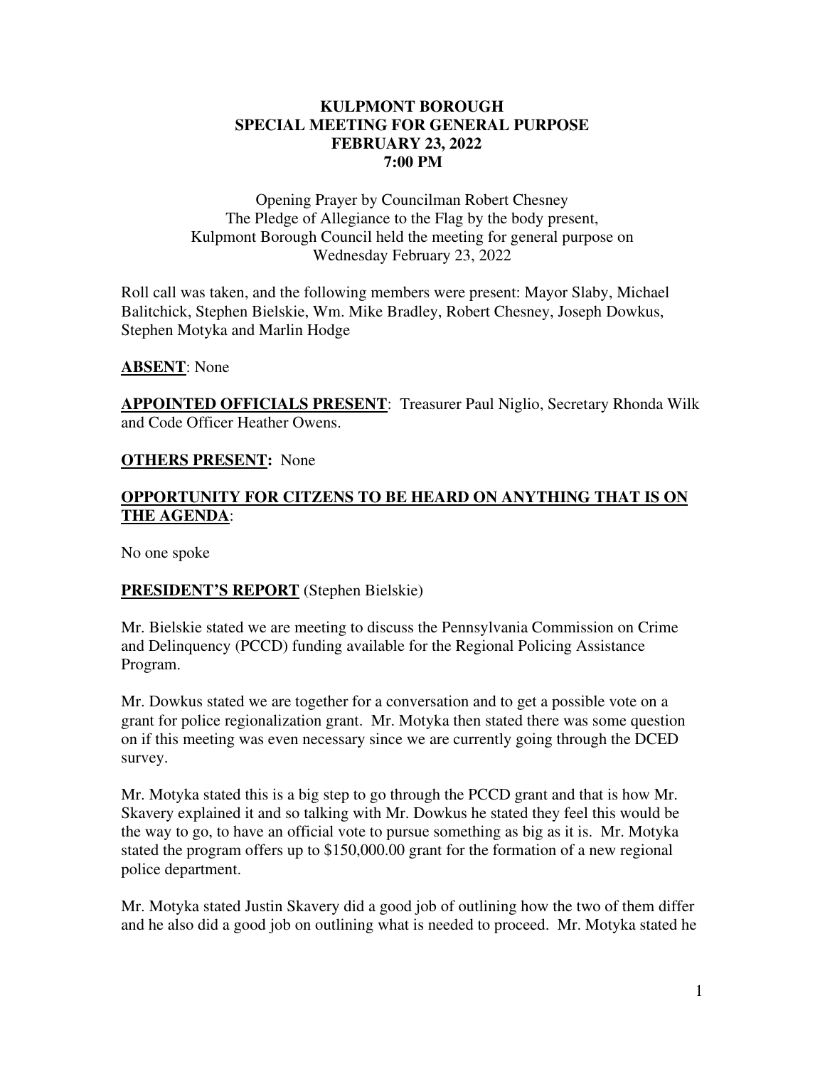# KULPMONT BOROUGH
## SPECIAL MEETING FOR GENERAL PURPOSE
## FEBRUARY 23, 2022
## 7:00 PM

Opening Prayer by Councilman Robert Chesney
The Pledge of Allegiance to the Flag by the body present,
Kulpmont Borough Council held the meeting for general purpose on
Wednesday February 23, 2022

Roll call was taken, and the following members were present: Mayor Slaby, Michael Balitchick, Stephen Bielskie, Wm. Mike Bradley, Robert Chesney, Joseph Dowkus, Stephen Motyka and Marlin Hodge

**ABSENT**: None

**APPOINTED OFFICIALS PRESENT**: Treasurer Paul Niglio, Secretary Rhonda Wilk and Code Officer Heather Owens.

**OTHERS PRESENT:** None

**OPPORTUNITY FOR CITIZENS TO BE HEARD ON ANYTHING THAT IS ON THE AGENDA**:

No one spoke

**PRESIDENT'S REPORT** (Stephen Bielskie)

Mr. Bielskie stated we are meeting to discuss the Pennsylvania Commission on Crime and Delinquency (PCCD) funding available for the Regional Policing Assistance Program.

Mr. Dowkus stated we are together for a conversation and to get a possible vote on a grant for police regionalization grant. Mr. Motyka then stated there was some question on if this meeting was even necessary since we are currently going through the DCED survey.

Mr. Motyka stated this is a big step to go through the PCCD grant and that is how Mr. Skavery explained it and so talking with Mr. Dowkus he stated they feel this would be the way to go, to have an official vote to pursue something as big as it is. Mr. Motyka stated the program offers up to $150,000.00 grant for the formation of a new regional police department.

Mr. Motyka stated Justin Skavery did a good job of outlining how the two of them differ and he also did a good job on outlining what is needed to proceed. Mr. Motyka stated he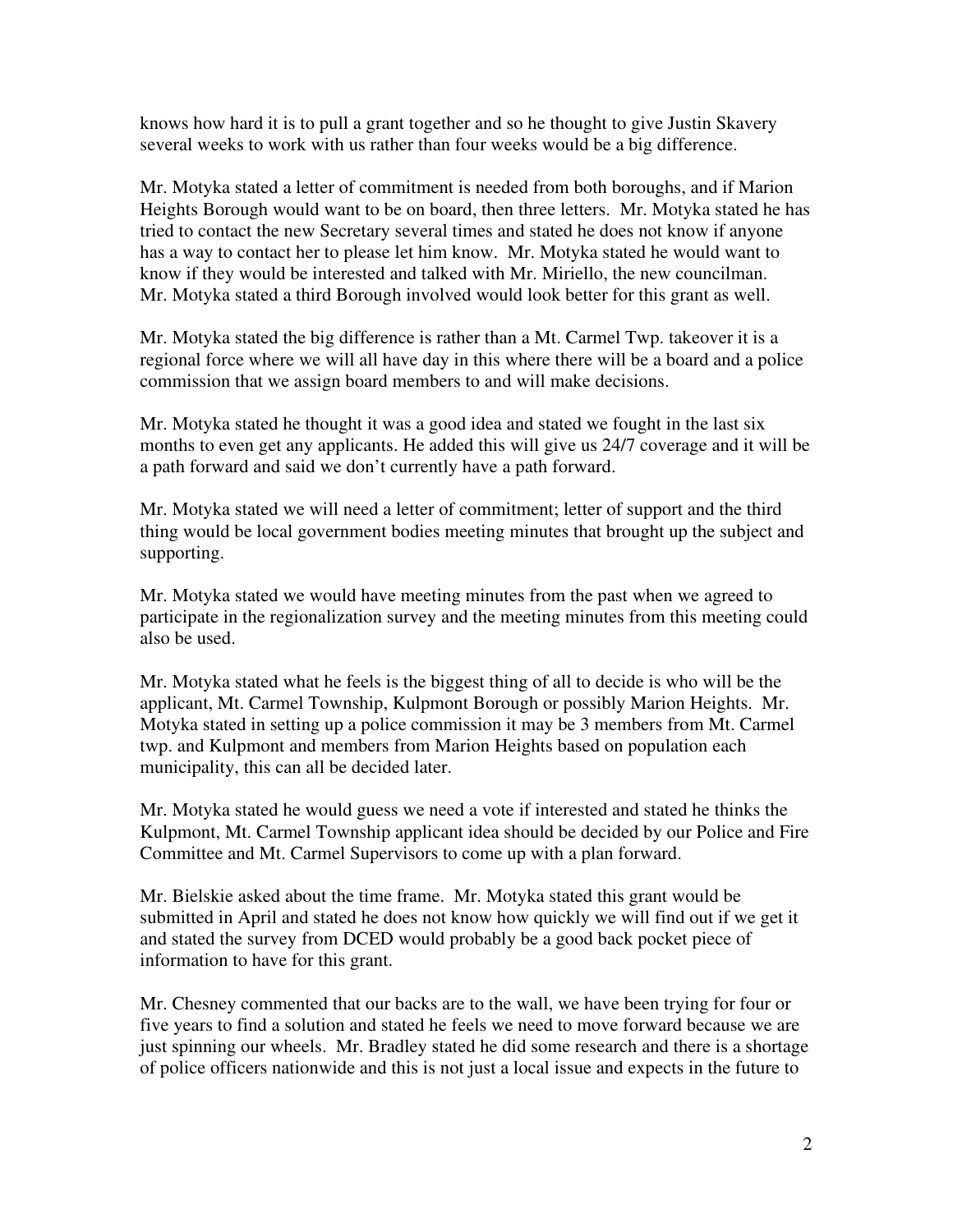knows how hard it is to pull a grant together and so he thought to give Justin Skavery several weeks to work with us rather than four weeks would be a big difference.

Mr. Motyka stated a letter of commitment is needed from both boroughs, and if Marion Heights Borough would want to be on board, then three letters. Mr. Motyka stated he has tried to contact the new Secretary several times and stated he does not know if anyone has a way to contact her to please let him know. Mr. Motyka stated he would want to know if they would be interested and talked with Mr. Miriello, the new councilman. Mr. Motyka stated a third Borough involved would look better for this grant as well.

Mr. Motyka stated the big difference is rather than a Mt. Carmel Twp. takeover it is a regional force where we will all have day in this where there will be a board and a police commission that we assign board members to and will make decisions.

Mr. Motyka stated he thought it was a good idea and stated we fought in the last six months to even get any applicants. He added this will give us 24/7 coverage and it will be a path forward and said we don't currently have a path forward.

Mr. Motyka stated we will need a letter of commitment; letter of support and the third thing would be local government bodies meeting minutes that brought up the subject and supporting.

Mr. Motyka stated we would have meeting minutes from the past when we agreed to participate in the regionalization survey and the meeting minutes from this meeting could also be used.

Mr. Motyka stated what he feels is the biggest thing of all to decide is who will be the applicant, Mt. Carmel Township, Kulpmont Borough or possibly Marion Heights. Mr. Motyka stated in setting up a police commission it may be 3 members from Mt. Carmel twp. and Kulpmont and members from Marion Heights based on population each municipality, this can all be decided later.

Mr. Motyka stated he would guess we need a vote if interested and stated he thinks the Kulpmont, Mt. Carmel Township applicant idea should be decided by our Police and Fire Committee and Mt. Carmel Supervisors to come up with a plan forward.

Mr. Bielskie asked about the time frame. Mr. Motyka stated this grant would be submitted in April and stated he does not know how quickly we will find out if we get it and stated the survey from DCED would probably be a good back pocket piece of information to have for this grant.

Mr. Chesney commented that our backs are to the wall, we have been trying for four or five years to find a solution and stated he feels we need to move forward because we are just spinning our wheels. Mr. Bradley stated he did some research and there is a shortage of police officers nationwide and this is not just a local issue and expects in the future to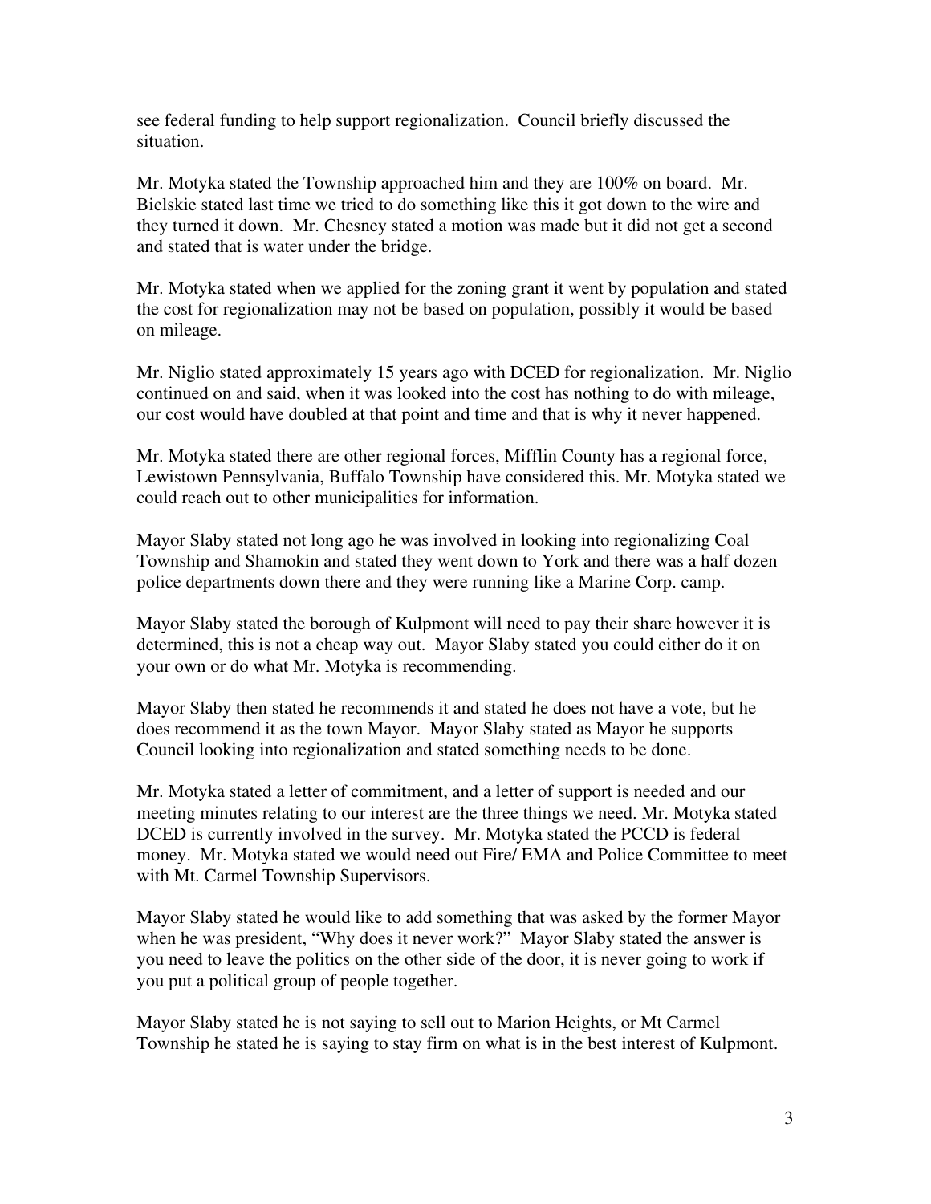see federal funding to help support regionalization. Council briefly discussed the situation.

Mr. Motyka stated the Township approached him and they are 100% on board. Mr. Bielskie stated last time we tried to do something like this it got down to the wire and they turned it down. Mr. Chesney stated a motion was made but it did not get a second and stated that is water under the bridge.

Mr. Motyka stated when we applied for the zoning grant it went by population and stated the cost for regionalization may not be based on population, possibly it would be based on mileage.

Mr. Niglio stated approximately 15 years ago with DCED for regionalization. Mr. Niglio continued on and said, when it was looked into the cost has nothing to do with mileage, our cost would have doubled at that point and time and that is why it never happened.

Mr. Motyka stated there are other regional forces, Mifflin County has a regional force, Lewistown Pennsylvania, Buffalo Township have considered this. Mr. Motyka stated we could reach out to other municipalities for information.

Mayor Slaby stated not long ago he was involved in looking into regionalizing Coal Township and Shamokin and stated they went down to York and there was a half dozen police departments down there and they were running like a Marine Corp. camp.

Mayor Slaby stated the borough of Kulpmont will need to pay their share however it is determined, this is not a cheap way out. Mayor Slaby stated you could either do it on your own or do what Mr. Motyka is recommending.

Mayor Slaby then stated he recommends it and stated he does not have a vote, but he does recommend it as the town Mayor. Mayor Slaby stated as Mayor he supports Council looking into regionalization and stated something needs to be done.

Mr. Motyka stated a letter of commitment, and a letter of support is needed and our meeting minutes relating to our interest are the three things we need. Mr. Motyka stated DCED is currently involved in the survey. Mr. Motyka stated the PCCD is federal money. Mr. Motyka stated we would need out Fire/ EMA and Police Committee to meet with Mt. Carmel Township Supervisors.

Mayor Slaby stated he would like to add something that was asked by the former Mayor when he was president, "Why does it never work?" Mayor Slaby stated the answer is you need to leave the politics on the other side of the door, it is never going to work if you put a political group of people together.

Mayor Slaby stated he is not saying to sell out to Marion Heights, or Mt Carmel Township he stated he is saying to stay firm on what is in the best interest of Kulpmont.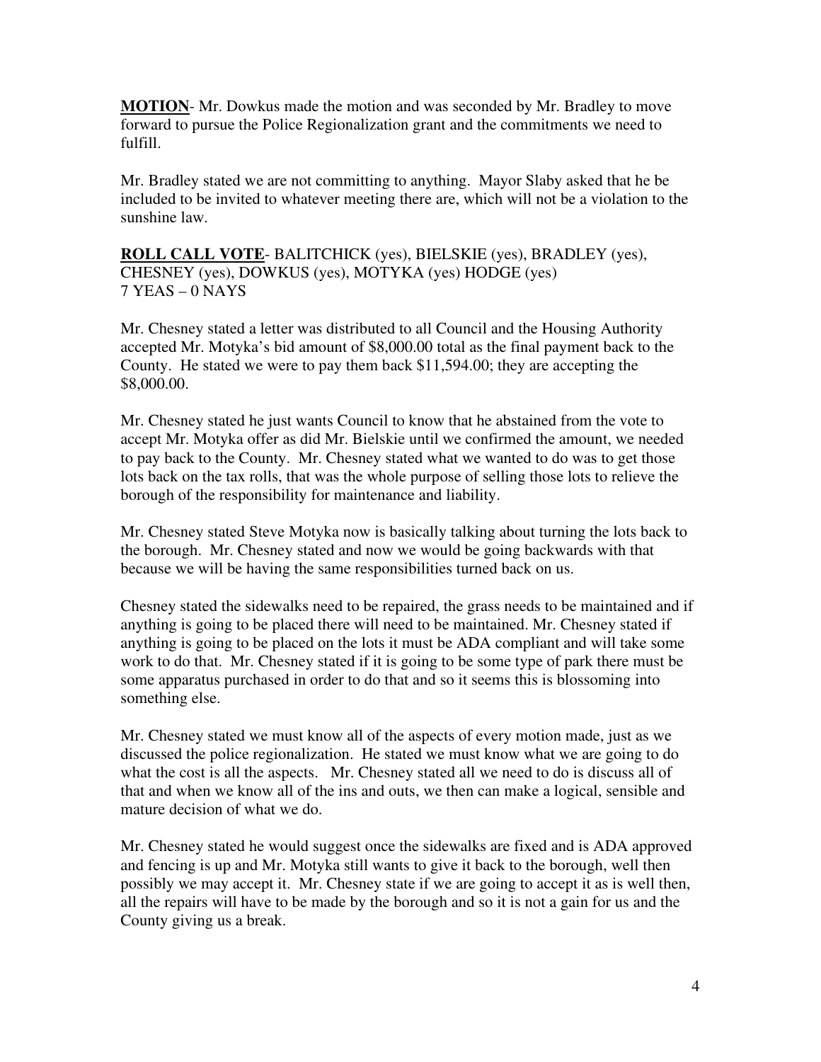**MOTION**- Mr. Dowkus made the motion and was seconded by Mr. Bradley to move forward to pursue the Police Regionalization grant and the commitments we need to fulfill.

Mr. Bradley stated we are not committing to anything. Mayor Slaby asked that he be included to be invited to whatever meeting there are, which will not be a violation to the sunshine law.

**ROLL CALL VOTE**- BALITCHICK (yes), BIELSKIE (yes), BRADLEY (yes), CHESNEY (yes), DOWKUS (yes), MOTYKA (yes) HODGE (yes)
7 YEAS – 0 NAYS

Mr. Chesney stated a letter was distributed to all Council and the Housing Authority accepted Mr. Motyka's bid amount of $8,000.00 total as the final payment back to the County. He stated we were to pay them back $11,594.00; they are accepting the $8,000.00.

Mr. Chesney stated he just wants Council to know that he abstained from the vote to accept Mr. Motyka offer as did Mr. Bielskie until we confirmed the amount, we needed to pay back to the County. Mr. Chesney stated what we wanted to do was to get those lots back on the tax rolls, that was the whole purpose of selling those lots to relieve the borough of the responsibility for maintenance and liability.

Mr. Chesney stated Steve Motyka now is basically talking about turning the lots back to the borough. Mr. Chesney stated and now we would be going backwards with that because we will be having the same responsibilities turned back on us.

Chesney stated the sidewalks need to be repaired, the grass needs to be maintained and if anything is going to be placed there will need to be maintained. Mr. Chesney stated if anything is going to be placed on the lots it must be ADA compliant and will take some work to do that. Mr. Chesney stated if it is going to be some type of park there must be some apparatus purchased in order to do that and so it seems this is blossoming into something else.

Mr. Chesney stated we must know all of the aspects of every motion made, just as we discussed the police regionalization. He stated we must know what we are going to do what the cost is all the aspects. Mr. Chesney stated all we need to do is discuss all of that and when we know all of the ins and outs, we then can make a logical, sensible and mature decision of what we do.

Mr. Chesney stated he would suggest once the sidewalks are fixed and is ADA approved and fencing is up and Mr. Motyka still wants to give it back to the borough, well then possibly we may accept it. Mr. Chesney state if we are going to accept it as is well then, all the repairs will have to be made by the borough and so it is not a gain for us and the County giving us a break.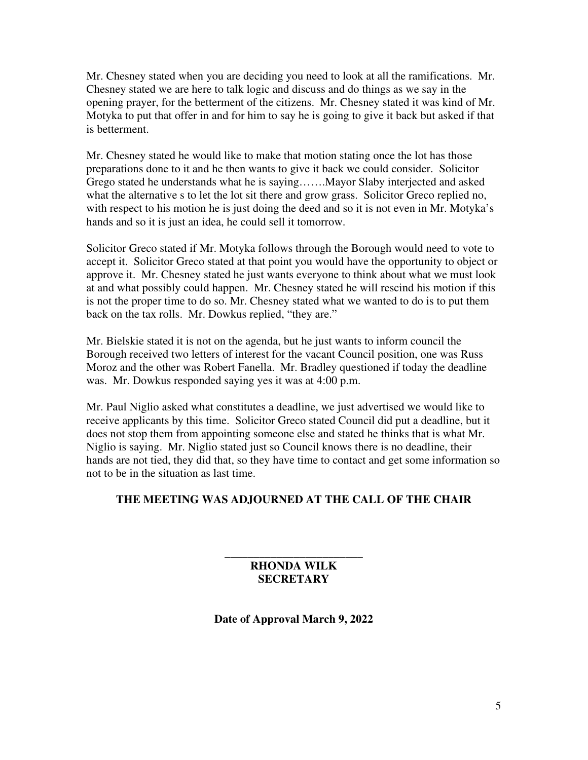Mr. Chesney stated when you are deciding you need to look at all the ramifications. Mr. Chesney stated we are here to talk logic and discuss and do things as we say in the opening prayer, for the betterment of the citizens. Mr. Chesney stated it was kind of Mr. Motyka to put that offer in and for him to say he is going to give it back but asked if that is betterment.

Mr. Chesney stated he would like to make that motion stating once the lot has those preparations done to it and he then wants to give it back we could consider. Solicitor Grego stated he understands what he is saying…….Mayor Slaby interjected and asked what the alternative s to let the lot sit there and grow grass. Solicitor Greco replied no, with respect to his motion he is just doing the deed and so it is not even in Mr. Motyka's hands and so it is just an idea, he could sell it tomorrow.

Solicitor Greco stated if Mr. Motyka follows through the Borough would need to vote to accept it. Solicitor Greco stated at that point you would have the opportunity to object or approve it. Mr. Chesney stated he just wants everyone to think about what we must look at and what possibly could happen. Mr. Chesney stated he will rescind his motion if this is not the proper time to do so. Mr. Chesney stated what we wanted to do is to put them back on the tax rolls. Mr. Dowkus replied, "they are."

Mr. Bielskie stated it is not on the agenda, but he just wants to inform council the Borough received two letters of interest for the vacant Council position, one was Russ Moroz and the other was Robert Fanella. Mr. Bradley questioned if today the deadline was. Mr. Dowkus responded saying yes it was at 4:00 p.m.

Mr. Paul Niglio asked what constitutes a deadline, we just advertised we would like to receive applicants by this time. Solicitor Greco stated Council did put a deadline, but it does not stop them from appointing someone else and stated he thinks that is what Mr. Niglio is saying. Mr. Niglio stated just so Council knows there is no deadline, their hands are not tied, they did that, so they have time to contact and get some information so not to be in the situation as last time.

**THE MEETING WAS ADJOURNED AT THE CALL OF THE CHAIR**

\_\_\_\_\_\_\_\_\_\_\_\_\_\_\_\_\_\_\_\_\_\_\_\_\_

**RHONDA WILK**
**SECRETARY**

**Date of Approval March 9, 2022**